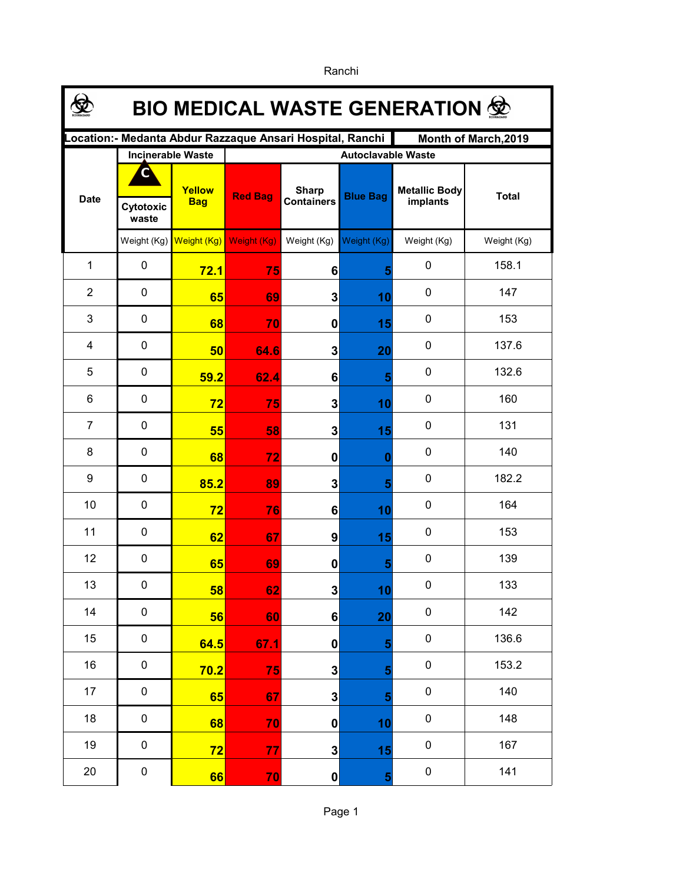Ranchi

# BIO MEDICAL WASTE GENERATION

| Location:- Medanta Abdur Razzaque Ansari Hospital, Ranchi | | | | | | | Month of March,2019 |
|---|---|---|---|---|---|---|---|
| Date | Incinerable Waste | | Autoclavable Waste | | | | Total |
| | C Cytotoxic waste | Yellow Bag | Red Bag | Sharp Containers | Blue Bag | Metallic Body implants | Total |
| | Weight (Kg) | Weight (Kg) | Weight (Kg) | Weight (Kg) | Weight (Kg) | Weight (Kg) | Weight (Kg) |
| 1 | 0 | 72.1 | 75 | 6 | 5 | 0 | 158.1 |
| 2 | 0 | 65 | 69 | 3 | 10 | 0 | 147 |
| 3 | 0 | 68 | 70 | 0 | 15 | 0 | 153 |
| 4 | 0 | 50 | 64.6 | 3 | 20 | 0 | 137.6 |
| 5 | 0 | 59.2 | 62.4 | 6 | 5 | 0 | 132.6 |
| 6 | 0 | 72 | 75 | 3 | 10 | 0 | 160 |
| 7 | 0 | 55 | 58 | 3 | 15 | 0 | 131 |
| 8 | 0 | 68 | 72 | 0 | 0 | 0 | 140 |
| 9 | 0 | 85.2 | 89 | 3 | 5 | 0 | 182.2 |
| 10 | 0 | 72 | 76 | 6 | 10 | 0 | 164 |
| 11 | 0 | 62 | 67 | 9 | 15 | 0 | 153 |
| 12 | 0 | 65 | 69 | 0 | 5 | 0 | 139 |
| 13 | 0 | 58 | 62 | 3 | 10 | 0 | 133 |
| 14 | 0 | 56 | 60 | 6 | 20 | 0 | 142 |
| 15 | 0 | 64.5 | 67.1 | 0 | 5 | 0 | 136.6 |
| 16 | 0 | 70.2 | 75 | 3 | 5 | 0 | 153.2 |
| 17 | 0 | 65 | 67 | 3 | 5 | 0 | 140 |
| 18 | 0 | 68 | 70 | 0 | 10 | 0 | 148 |
| 19 | 0 | 72 | 77 | 3 | 15 | 0 | 167 |
| 20 | 0 | 66 | 70 | 0 | 5 | 0 | 141 |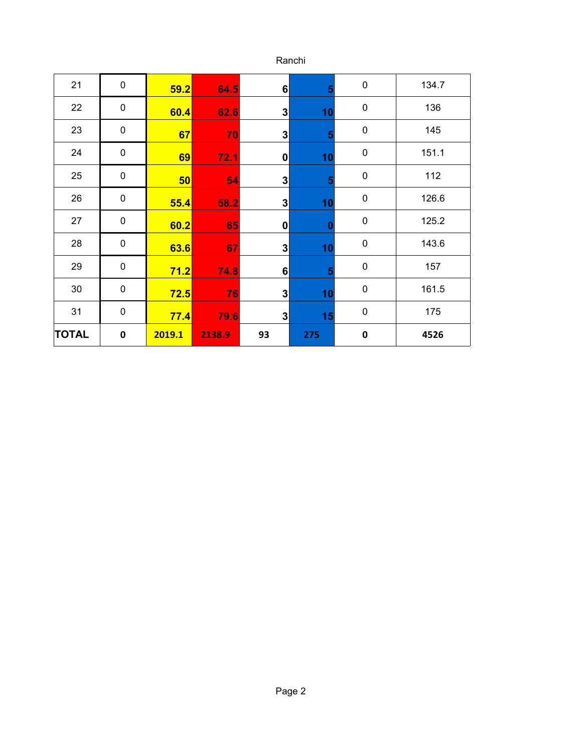Ranchi

| | | | | | | | |
|---|---|---|---|---|---|---|---|
| 21 | 0 | 59.2 | 64.5 | 6 | 5 | 0 | 134.7 |
| 22 | 0 | 60.4 | 62.6 | 3 | 10 | 0 | 136 |
| 23 | 0 | 67 | 70 | 3 | 5 | 0 | 145 |
| 24 | 0 | 69 | 72.1 | 0 | 10 | 0 | 151.1 |
| 25 | 0 | 50 | 54 | 3 | 5 | 0 | 112 |
| 26 | 0 | 55.4 | 58.2 | 3 | 10 | 0 | 126.6 |
| 27 | 0 | 60.2 | 65 | 0 | 0 | 0 | 125.2 |
| 28 | 0 | 63.6 | 67 | 3 | 10 | 0 | 143.6 |
| 29 | 0 | 71.2 | 74.8 | 6 | 5 | 0 | 157 |
| 30 | 0 | 72.5 | 76 | 3 | 10 | 0 | 161.5 |
| 31 | 0 | 77.4 | 79.6 | 3 | 15 | 0 | 175 |
| **TOTAL** | **0** | **2019.1** | **2138.9** | **93** | **275** | **0** | **4526** |